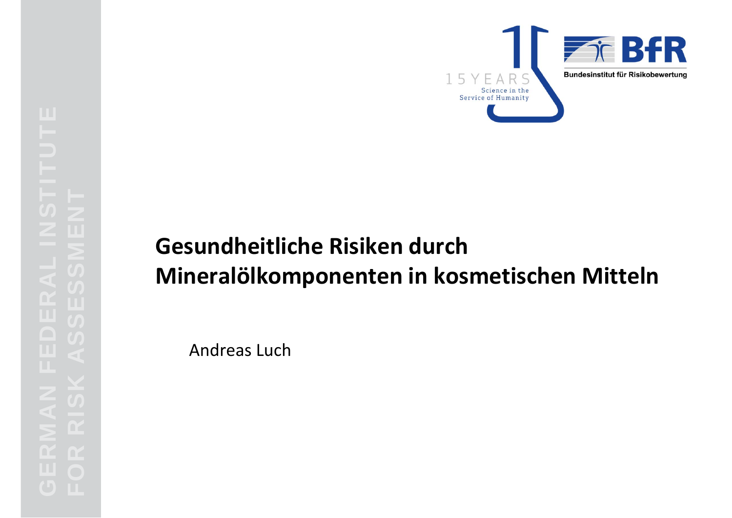# Gesundheitliche Risiken durch Mineralölkomponenten in kosmetischen Mitteln

Andreas Luch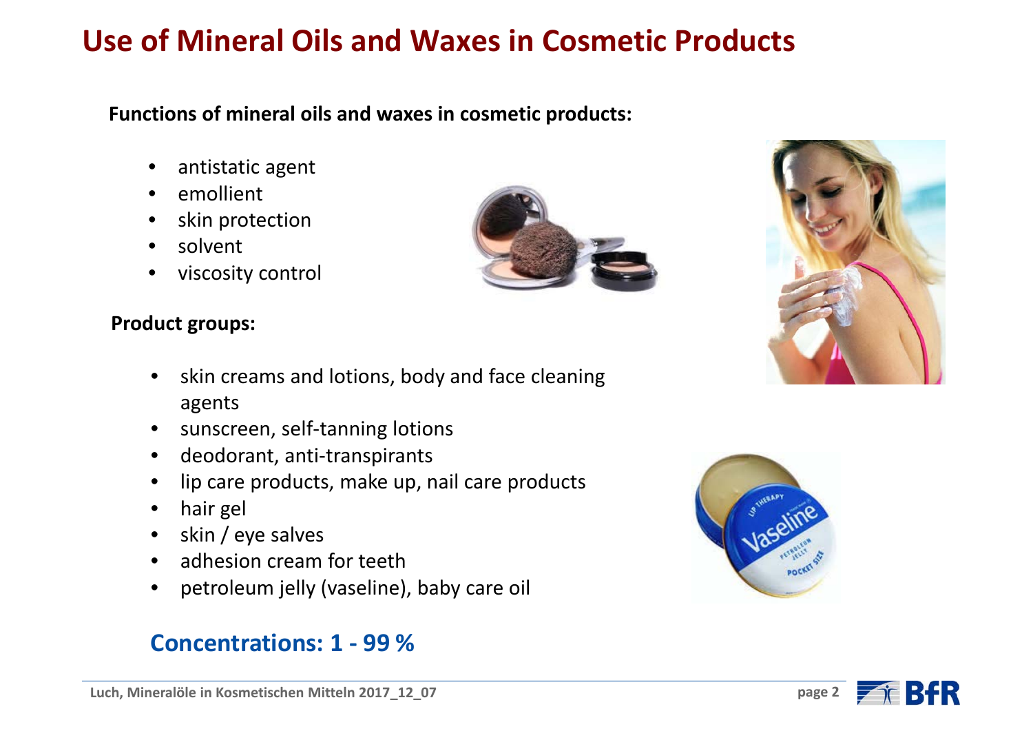# Use of Mineral Oils and Waxes in Cosmetic Products

**Functions of mineral oils and waxes in cosmetic products:**

- antistatic agent
- emollient
- skin protection
- solvent
- viscosity control

**Product groups:**

- skin creams and lotions, body and face cleaning agents
- sunscreen, self-tanning lotions
- deodorant, anti-transpirants
- lip care products, make up, nail care products
- hair gel
- skin / eye salves
- adhesion cream for teeth
- petroleum jelly (vaseline), baby care oil

## Concentrations: 1 - 99 %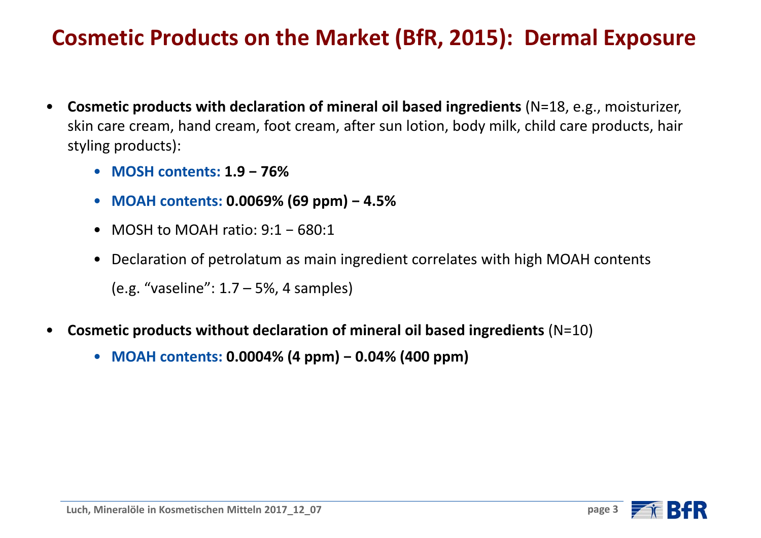# Cosmetic Products on the Market (BfR, 2015): Dermal Exposure

- **Cosmetic products with declaration of mineral oil based ingredients** (N=18, e.g., moisturizer, skin care cream, hand cream, foot cream, after sun lotion, body milk, child care products, hair styling products):
  - **MOSH contents: 1.9 − 76%**
  - **MOAH contents: 0.0069% (69 ppm) − 4.5%**
  - MOSH to MOAH ratio: 9:1 − 680:1
  - Declaration of petrolatum as main ingredient correlates with high MOAH contents (e.g. "vaseline": 1.7 – 5%, 4 samples)
- **Cosmetic products without declaration of mineral oil based ingredients** (N=10)
  - **MOAH contents: 0.0004% (4 ppm) − 0.04% (400 ppm)**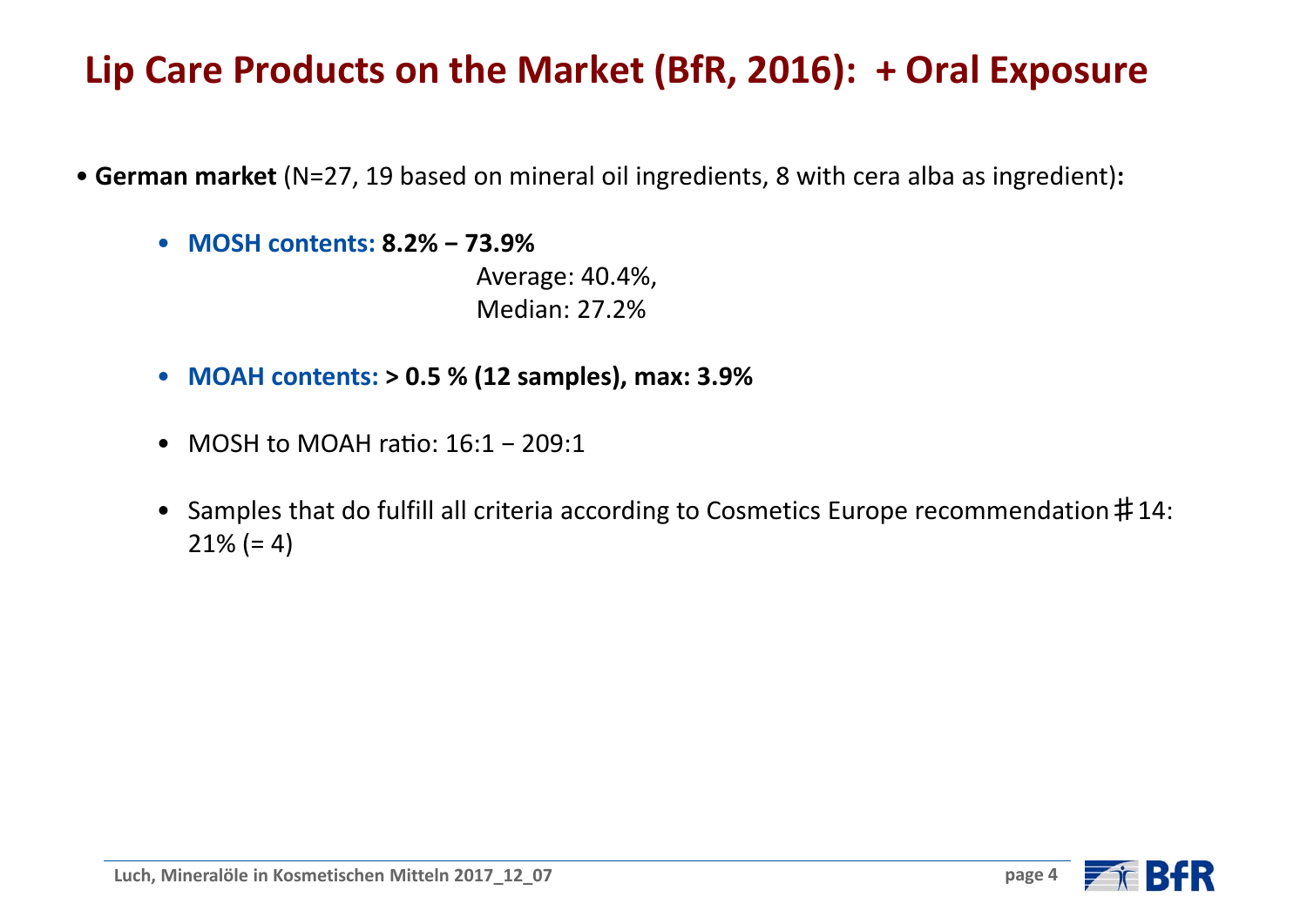# Lip Care Products on the Market (BfR, 2016): + Oral Exposure

- **German market** (N=27, 19 based on mineral oil ingredients, 8 with cera alba as ingredient)**:**
  - **MOSH contents: 8.2% – 73.9%**
    Average: 40.4%,
    Median: 27.2%
  - **MOAH contents: > 0.5 % (12 samples), max: 3.9%**
  - MOSH to MOAH ratio: 16:1 – 209:1
  - Samples that do fulfill all criteria according to Cosmetics Europe recommendation ♯14: 21% (= 4)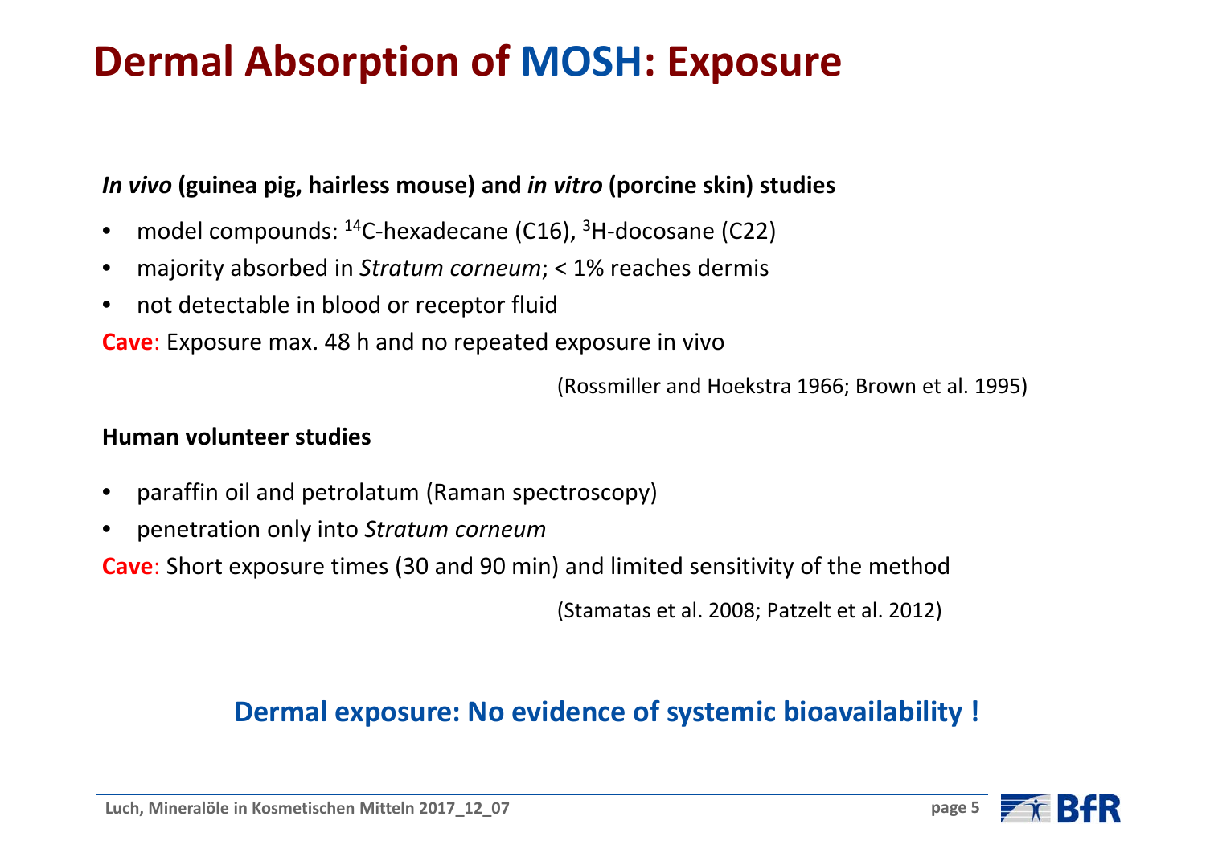# Dermal Absorption of MOSH: Exposure

***In vivo* (guinea pig, hairless mouse) and *in vitro* (porcine skin) studies**

- model compounds: $^{14}$C-hexadecane (C16), $^{3}$H-docosane (C22)
- majority absorbed in *Stratum corneum*; < 1% reaches dermis
- not detectable in blood or receptor fluid

**Cave**: Exposure max. 48 h and no repeated exposure in vivo

(Rossmiller and Hoekstra 1966; Brown et al. 1995)

**Human volunteer studies**

- paraffin oil and petrolatum (Raman spectroscopy)
- penetration only into *Stratum corneum*

**Cave**: Short exposure times (30 and 90 min) and limited sensitivity of the method

(Stamatas et al. 2008; Patzelt et al. 2012)

**Dermal exposure: No evidence of systemic bioavailability !**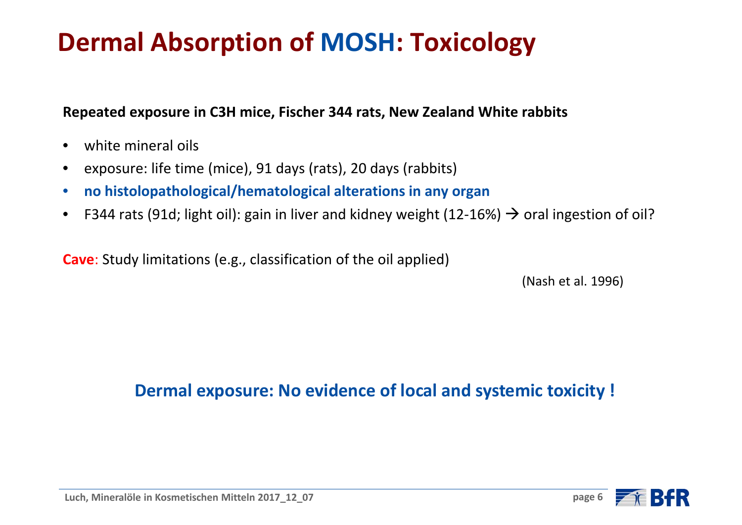# Dermal Absorption of MOSH: Toxicology

**Repeated exposure in C3H mice, Fischer 344 rats, New Zealand White rabbits**

- white mineral oils
- exposure: life time (mice), 91 days (rats), 20 days (rabbits)
- **no histolopathological/hematological alterations in any organ**
- F344 rats (91d; light oil): gain in liver and kidney weight (12-16%) → oral ingestion of oil?

**Cave**: Study limitations (e.g., classification of the oil applied)

(Nash et al. 1996)

**Dermal exposure: No evidence of local and systemic toxicity !**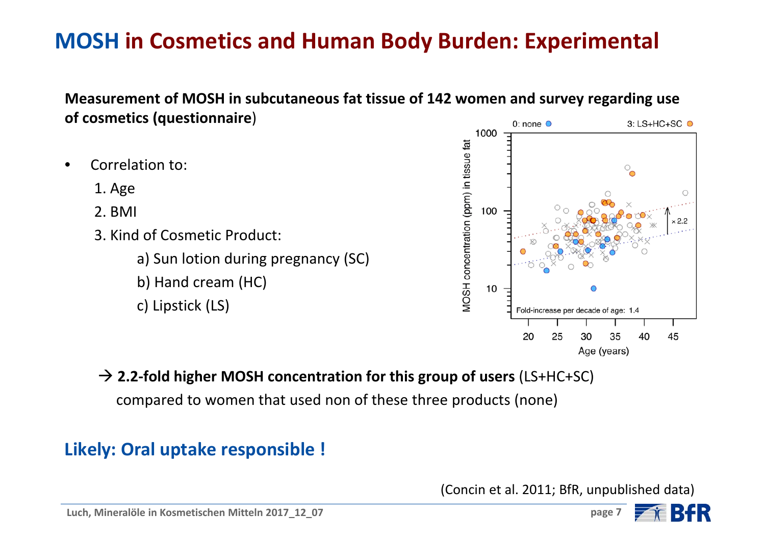# MOSH in Cosmetics and Human Body Burden: Experimental

**Measurement of MOSH in subcutaneous fat tissue of 142 women and survey regarding use of cosmetics (questionnaire**)

- Correlation to:
  1. Age
  2. BMI
  3. Kind of Cosmetic Product:
     - a) Sun lotion during pregnancy (SC)
     - b) Hand cream (HC)
     - c) Lipstick (LS)

→ **2.2-fold higher MOSH concentration for this group of users** (LS+HC+SC) compared to women that used non of these three products (none)

## Likely: Oral uptake responsible !

(Concin et al. 2011; BfR, unpublished data)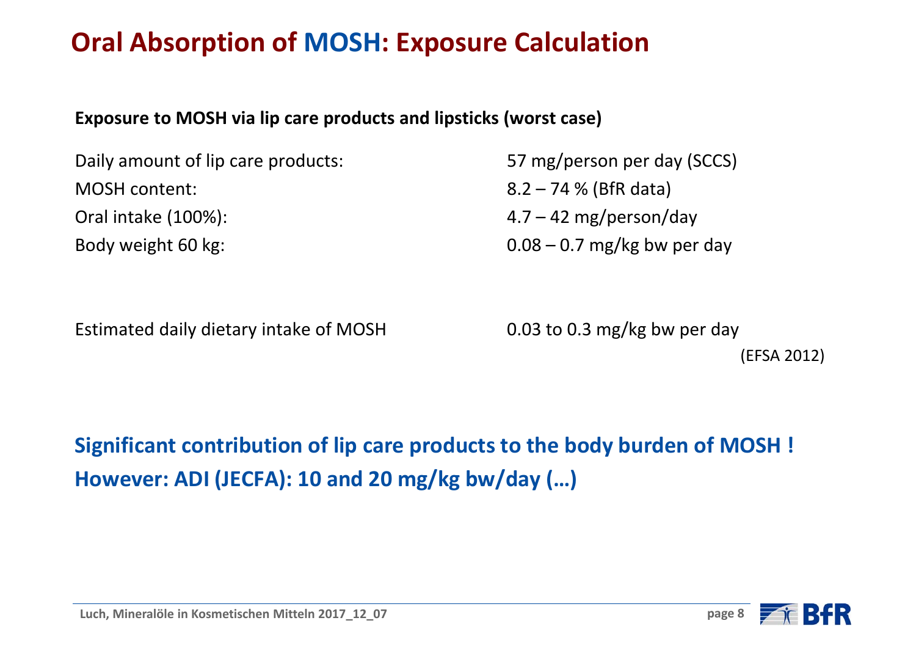# Oral Absorption of MOSH: Exposure Calculation

**Exposure to MOSH via lip care products and lipsticks (worst case)**

| | |
|---|---|
| Daily amount of lip care products: | 57 mg/person per day (SCCS) |
| MOSH content: | 8.2 – 74 % (BfR data) |
| Oral intake (100%): | 4.7 – 42 mg/person/day |
| Body weight 60 kg: | 0.08 – 0.7 mg/kg bw per day |

| | |
|---|---|
| Estimated daily dietary intake of MOSH | 0.03 to 0.3 mg/kg bw per day (EFSA 2012) |

**Significant contribution of lip care products to the body burden of MOSH !**
**However: ADI (JECFA): 10 and 20 mg/kg bw/day (…)**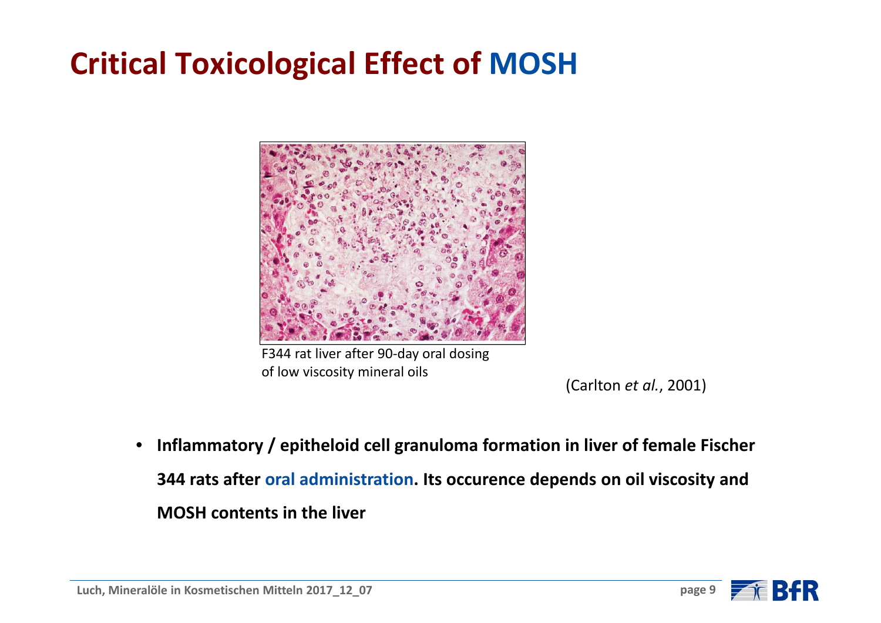# Critical Toxicological Effect of MOSH

F344 rat liver after 90-day oral dosing of low viscosity mineral oils

(Carlton *et al.*, 2001)

- **Inflammatory / epitheloid cell granuloma formation in liver of female Fischer 344 rats after oral administration. Its occurence depends on oil viscosity and MOSH contents in the liver**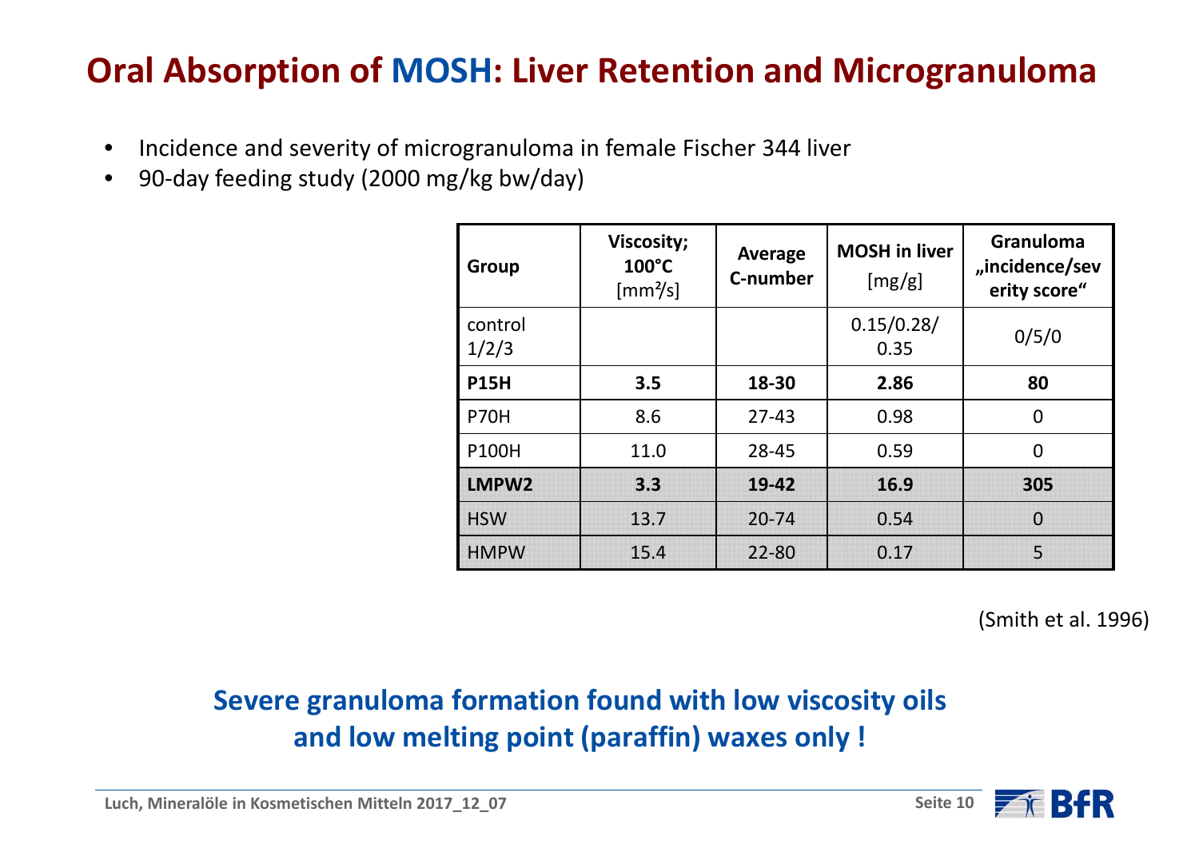# Oral Absorption of MOSH: Liver Retention and Microgranuloma

- Incidence and severity of microgranuloma in female Fischer 344 liver
- 90-day feeding study (2000 mg/kg bw/day)

| Group | Viscosity; 100°C [$mm^2/s$] | Average C-number | MOSH in liver [mg/g] | Granuloma „incidence/severity score“ |
|---|---|---|---|---|
| control 1/2/3 | | | 0.15/0.28/ 0.35 | 0/5/0 |
| **P15H** | **3.5** | **18-30** | **2.86** | **80** |
| P70H | 8.6 | 27-43 | 0.98 | 0 |
| P100H | 11.0 | 28-45 | 0.59 | 0 |
| **LMPW2** | **3.3** | **19-42** | **16.9** | **305** |
| HSW | 13.7 | 20-74 | 0.54 | 0 |
| HMPW | 15.4 | 22-80 | 0.17 | 5 |

(Smith et al. 1996)

**Severe granuloma formation found with low viscosity oils and low melting point (paraffin) waxes only !**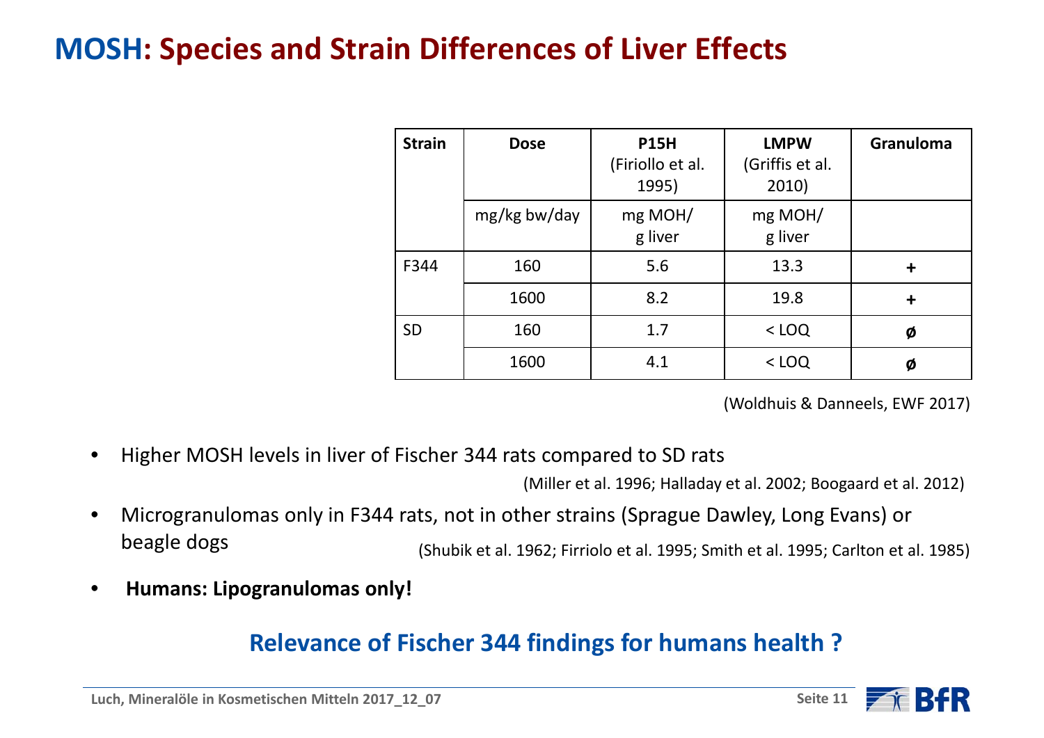# MOSH: Species and Strain Differences of Liver Effects

| Strain | Dose | P15H (Firiollo et al. 1995) | LMPW (Griffis et al. 2010) | Granuloma |
|---|---|---|---|---|
| | mg/kg bw/day | mg MOH/ g liver | mg MOH/ g liver | |
| F344 | 160 | 5.6 | 13.3 | **+** |
| | 1600 | 8.2 | 19.8 | **+** |
| SD | 160 | 1.7 | < LOQ | **ø** |
| | 1600 | 4.1 | < LOQ | **ø** |

(Woldhuis & Danneels, EWF 2017)

- Higher MOSH levels in liver of Fischer 344 rats compared to SD rats (Miller et al. 1996; Halladay et al. 2002; Boogaard et al. 2012)
- Microgranulomas only in F344 rats, not in other strains (Sprague Dawley, Long Evans) or beagle dogs (Shubik et al. 1962; Firriolo et al. 1995; Smith et al. 1995; Carlton et al. 1985)
- **Humans: Lipogranulomas only!**

**Relevance of Fischer 344 findings for humans health ?**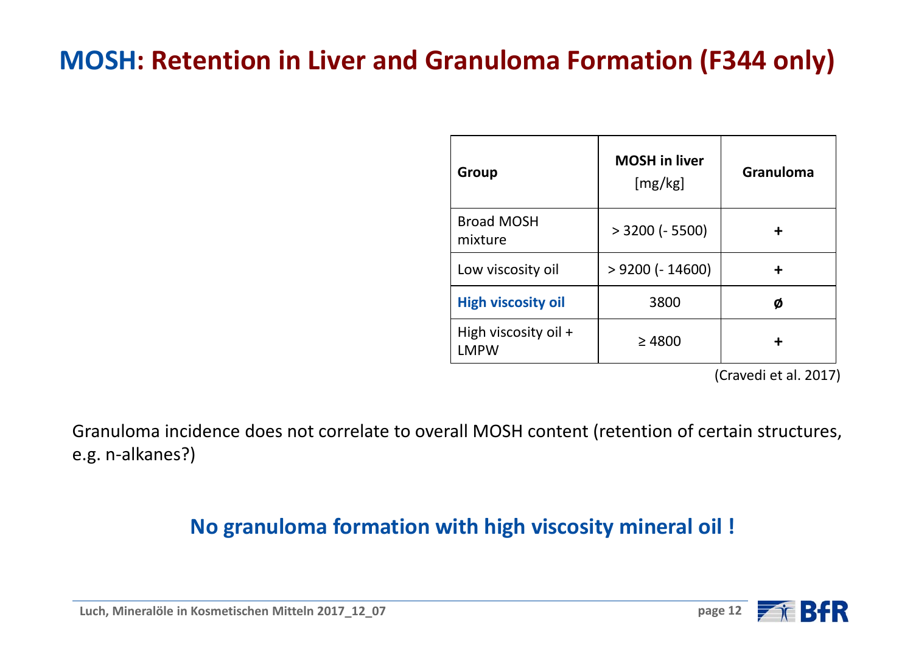# MOSH: Retention in Liver and Granuloma Formation (F344 only)

| Group | MOSH in liver [mg/kg] | Granuloma |
|---|---|---|
| Broad MOSH mixture | > 3200 (- 5500) | + |
| Low viscosity oil | > 9200 (- 14600) | + |
| **High viscosity oil** | 3800 | ø |
| High viscosity oil + LMPW | ≥ 4800 | + |

(Cravedi et al. 2017)

Granuloma incidence does not correlate to overall MOSH content (retention of certain structures, e.g. n-alkanes?)

**No granuloma formation with high viscosity mineral oil !**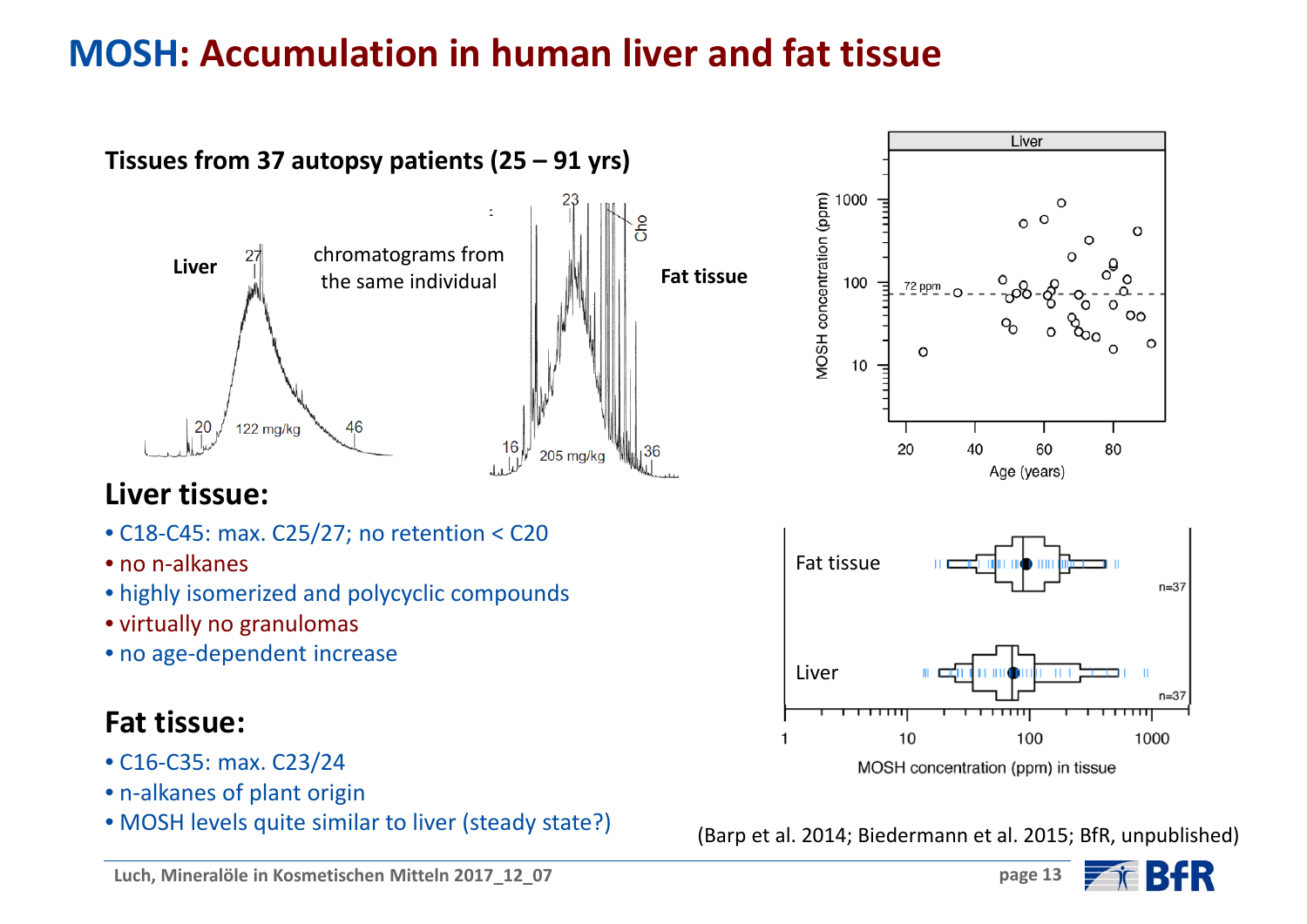# MOSH: Accumulation in human liver and fat tissue

**Tissues from 37 autopsy patients (25 – 91 yrs)**

Liver — chromatograms from the same individual — Fat tissue

## Liver tissue:

- C18-C45: max. C25/27; no retention < C20
- no n-alkanes
- highly isomerized and polycyclic compounds
- virtually no granulomas
- no age-dependent increase

## Fat tissue:

- C16-C35: max. C23/24
- n-alkanes of plant origin
- MOSH levels quite similar to liver (steady state?)

(Barp et al. 2014; Biedermann et al. 2015; BfR, unpublished)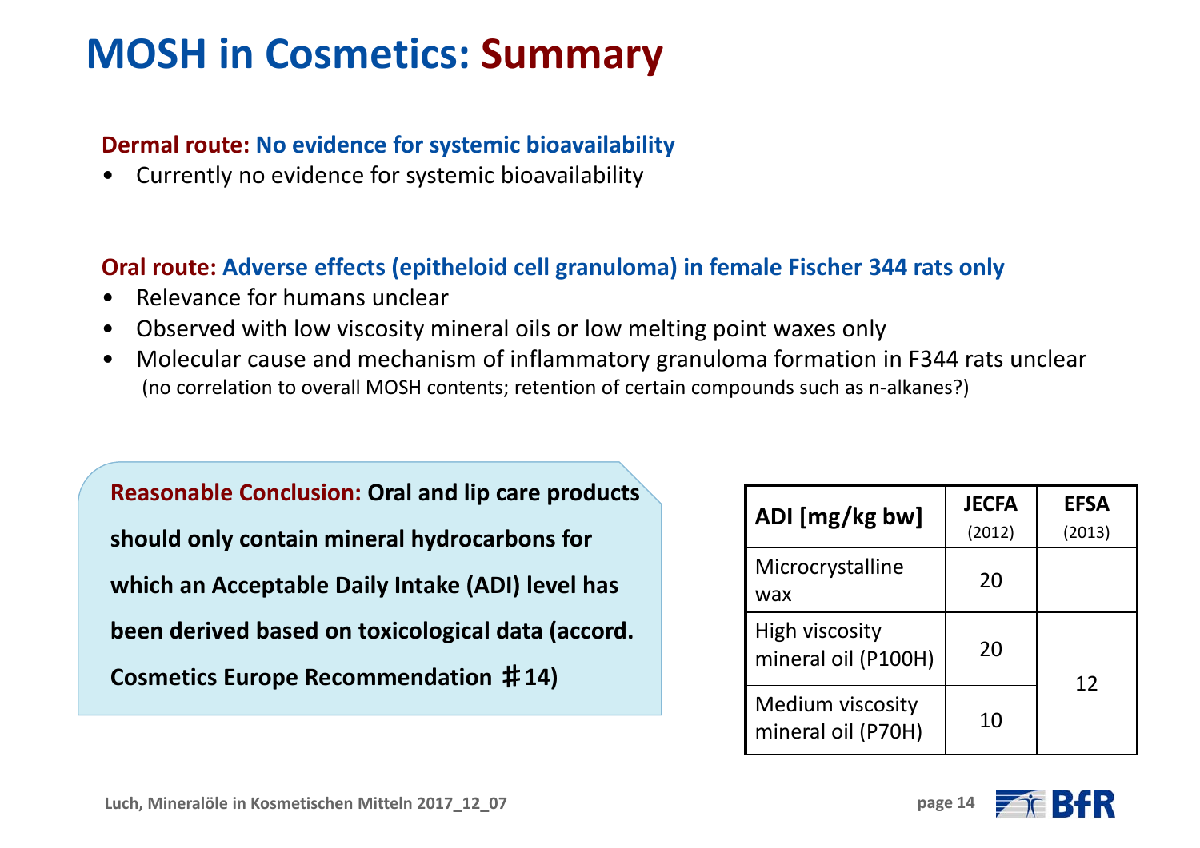# MOSH in Cosmetics: Summary

**Dermal route: No evidence for systemic bioavailability**

- Currently no evidence for systemic bioavailability

**Oral route: Adverse effects (epitheloid cell granuloma) in female Fischer 344 rats only**

- Relevance for humans unclear
- Observed with low viscosity mineral oils or low melting point waxes only
- Molecular cause and mechanism of inflammatory granuloma formation in F344 rats unclear
  (no correlation to overall MOSH contents; retention of certain compounds such as n-alkanes?)

**Reasonable Conclusion: Oral and lip care products should only contain mineral hydrocarbons for which an Acceptable Daily Intake (ADI) level has been derived based on toxicological data (accord. Cosmetics Europe Recommendation ♯14)**

| ADI [mg/kg bw] | JECFA (2012) | EFSA (2013) |
|---|---|---|
| Microcrystalline wax | 20 | |
| High viscosity mineral oil (P100H) | 20 | 12 |
| Medium viscosity mineral oil (P70H) | 10 | |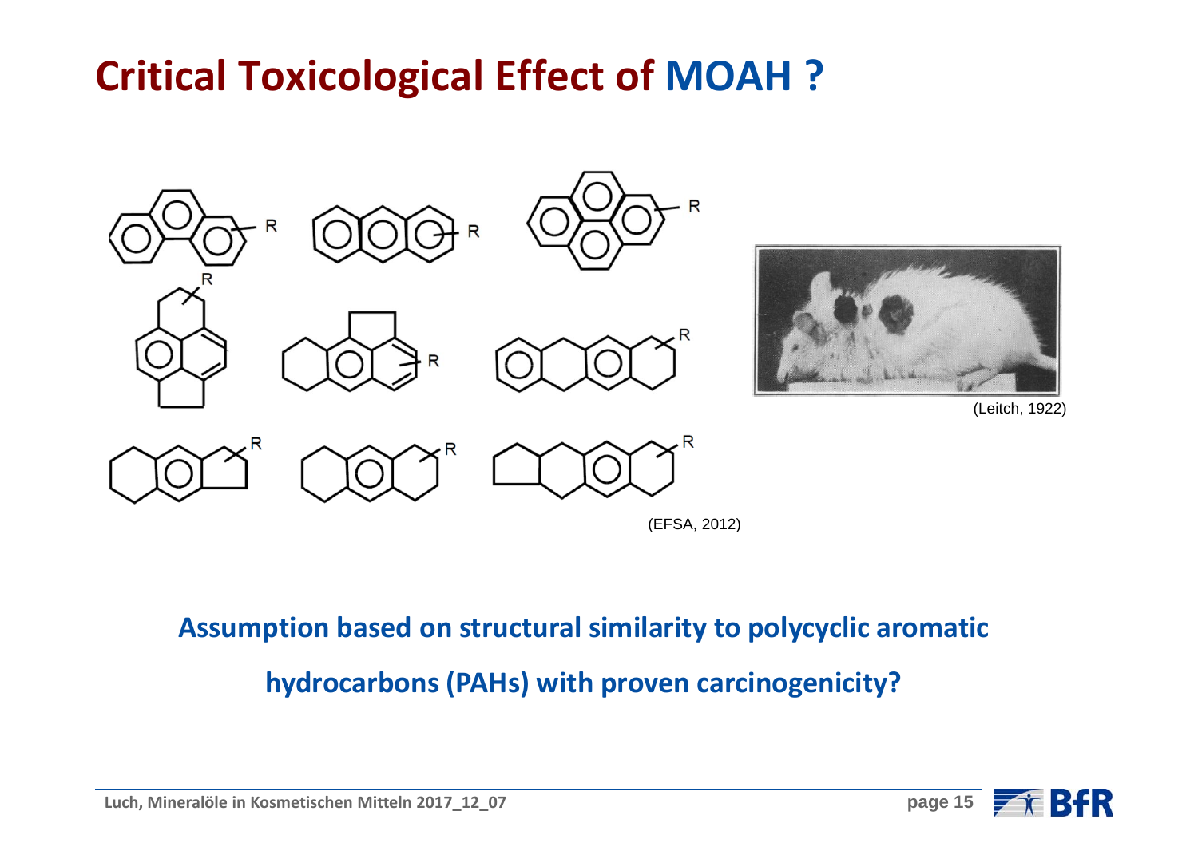# Critical Toxicological Effect of MOAH ?

(EFSA, 2012)

(Leitch, 1922)

**Assumption based on structural similarity to polycyclic aromatic hydrocarbons (PAHs) with proven carcinogenicity?**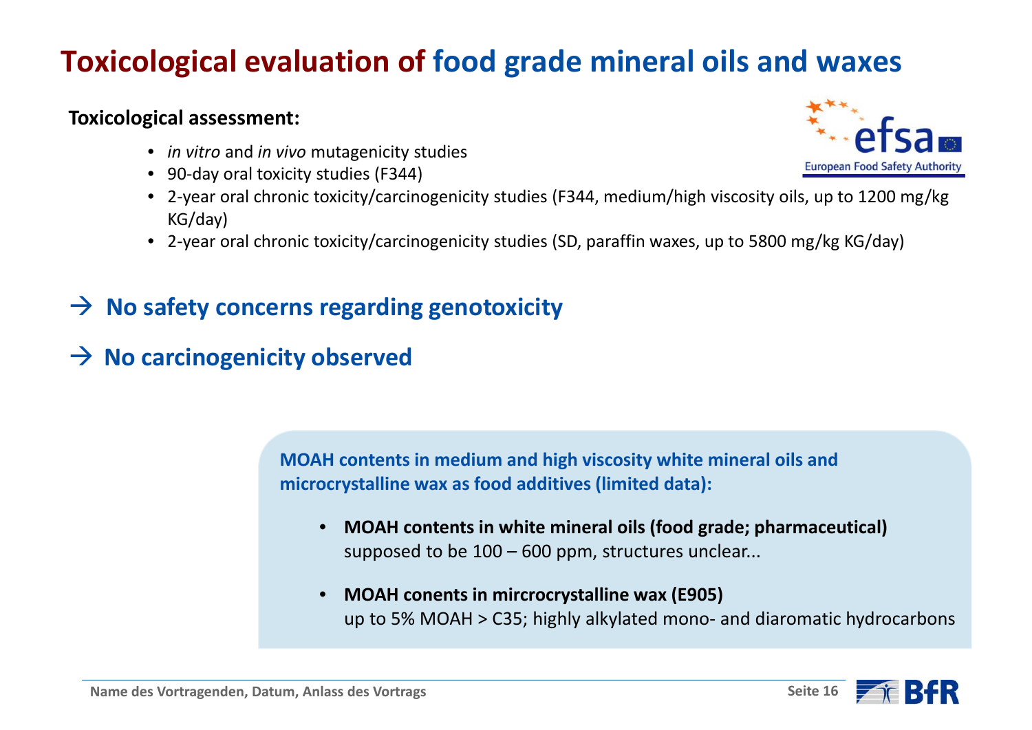# Toxicological evaluation of food grade mineral oils and waxes

**Toxicological assessment:**

- *in vitro* and *in vivo* mutagenicity studies
- 90-day oral toxicity studies (F344)
- 2-year oral chronic toxicity/carcinogenicity studies (F344, medium/high viscosity oils, up to 1200 mg/kg KG/day)
- 2-year oral chronic toxicity/carcinogenicity studies (SD, paraffin waxes, up to 5800 mg/kg KG/day)

→ **No safety concerns regarding genotoxicity**

→ **No carcinogenicity observed**

**MOAH contents in medium and high viscosity white mineral oils and microcrystalline wax as food additives (limited data):**

- **MOAH contents in white mineral oils (food grade; pharmaceutical)** supposed to be 100 – 600 ppm, structures unclear...
- **MOAH conents in mircrocrystalline wax (E905)** up to 5% MOAH > C35; highly alkylated mono- and diaromatic hydrocarbons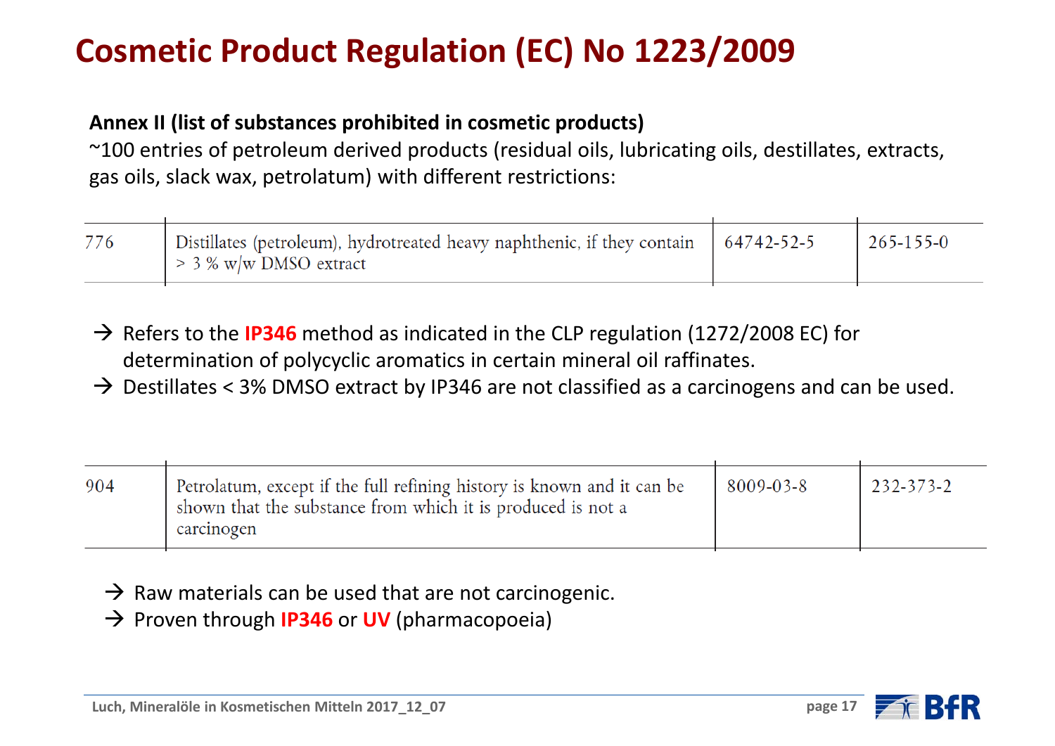# Cosmetic Product Regulation (EC) No 1223/2009

**Annex II (list of substances prohibited in cosmetic products)**
~100 entries of petroleum derived products (residual oils, lubricating oils, destillates, extracts, gas oils, slack wax, petrolatum) with different restrictions:

| | | | |
|---|---|---|---|
| 776 | Distillates (petroleum), hydrotreated heavy naphthenic, if they contain > 3 % w/w DMSO extract | 64742-52-5 | 265-155-0 |

→ Refers to the **IP346** method as indicated in the CLP regulation (1272/2008 EC) for determination of polycyclic aromatics in certain mineral oil raffinates.
→ Destillates < 3% DMSO extract by IP346 are not classified as a carcinogens and can be used.

| | | | |
|---|---|---|---|
| 904 | Petrolatum, except if the full refining history is known and it can be shown that the substance from which it is produced is not a carcinogen | 8009-03-8 | 232-373-2 |

→ Raw materials can be used that are not carcinogenic.
→ Proven through **IP346** or **UV** (pharmacopoeia)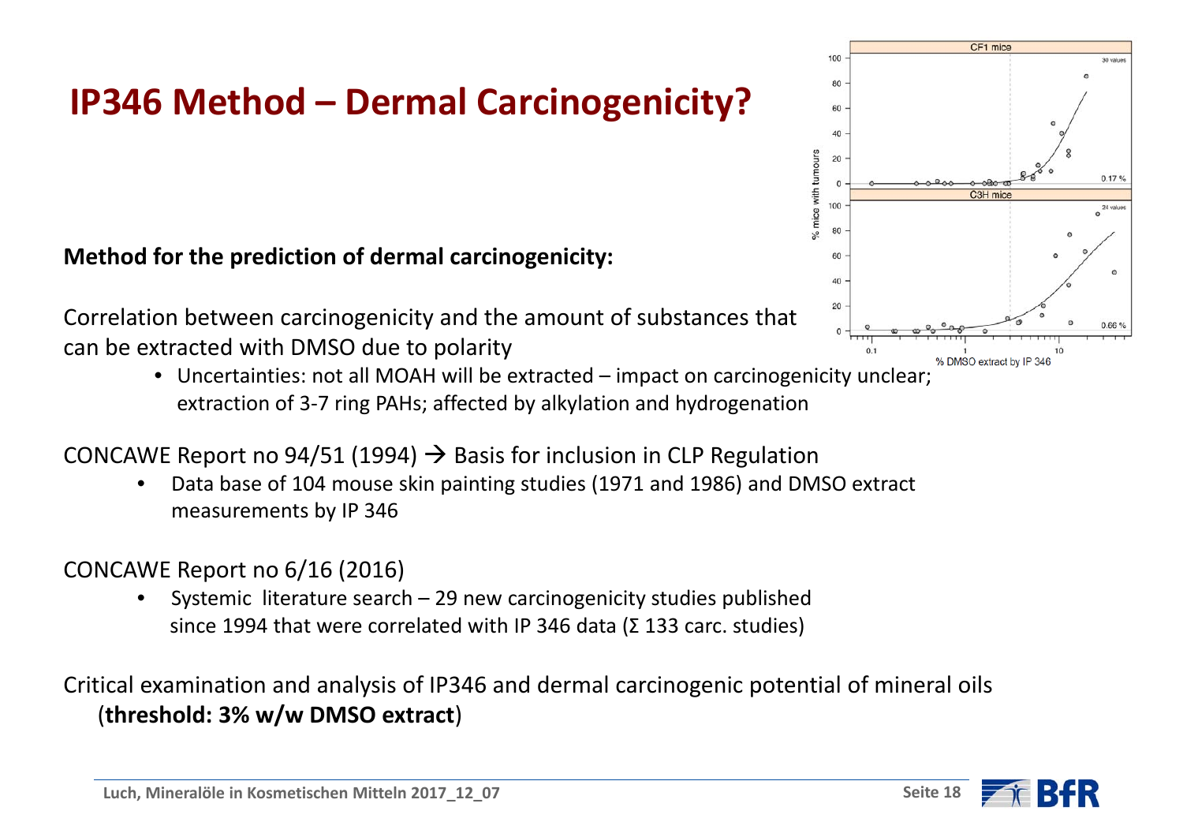# IP346 Method – Dermal Carcinogenicity?

**Method for the prediction of dermal carcinogenicity:**

Correlation between carcinogenicity and the amount of substances that can be extracted with DMSO due to polarity

- Uncertainties: not all MOAH will be extracted – impact on carcinogenicity unclear; extraction of 3-7 ring PAHs; affected by alkylation and hydrogenation

CONCAWE Report no 94/51 (1994) → Basis for inclusion in CLP Regulation

- Data base of 104 mouse skin painting studies (1971 and 1986) and DMSO extract measurements by IP 346

CONCAWE Report no 6/16 (2016)

- Systemic literature search – 29 new carcinogenicity studies published since 1994 that were correlated with IP 346 data (Σ 133 carc. studies)

Critical examination and analysis of IP346 and dermal carcinogenic potential of mineral oils (**threshold: 3% w/w DMSO extract**)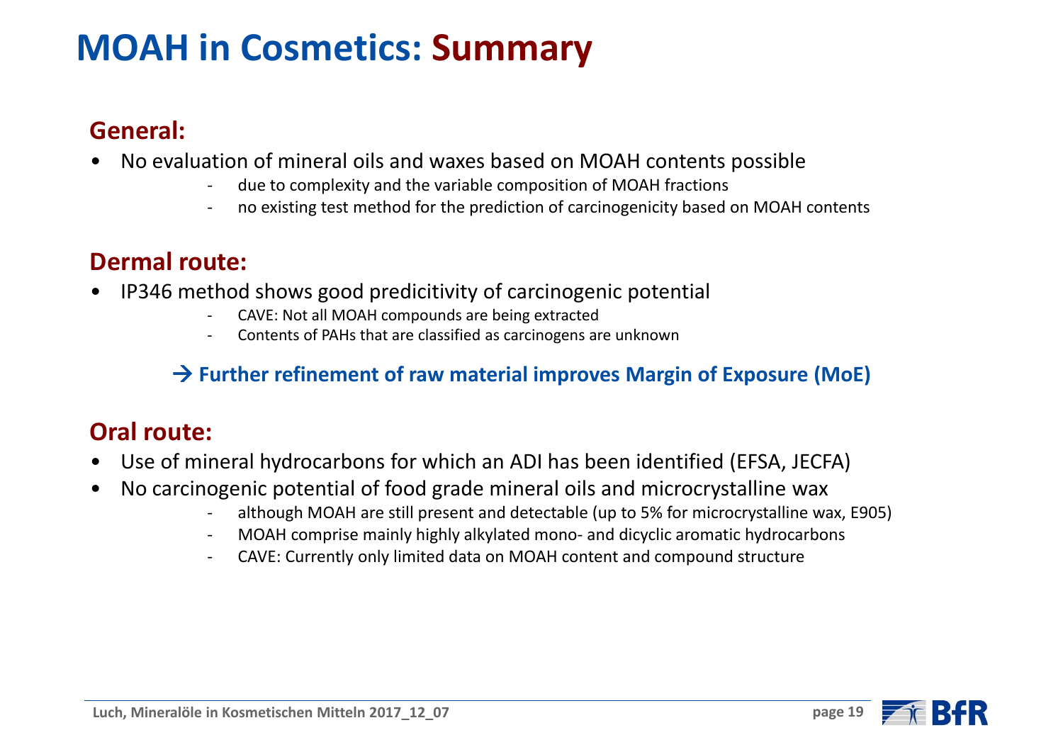# MOAH in Cosmetics: Summary

## General:

- No evaluation of mineral oils and waxes based on MOAH contents possible
  - due to complexity and the variable composition of MOAH fractions
  - no existing test method for the prediction of carcinogenicity based on MOAH contents

## Dermal route:

- IP346 method shows good predicitivity of carcinogenic potential
  - CAVE: Not all MOAH compounds are being extracted
  - Contents of PAHs that are classified as carcinogens are unknown

**→ Further refinement of raw material improves Margin of Exposure (MoE)**

## Oral route:

- Use of mineral hydrocarbons for which an ADI has been identified (EFSA, JECFA)
- No carcinogenic potential of food grade mineral oils and microcrystalline wax
  - although MOAH are still present and detectable (up to 5% for microcrystalline wax, E905)
  - MOAH comprise mainly highly alkylated mono- and dicyclic aromatic hydrocarbons
  - CAVE: Currently only limited data on MOAH content and compound structure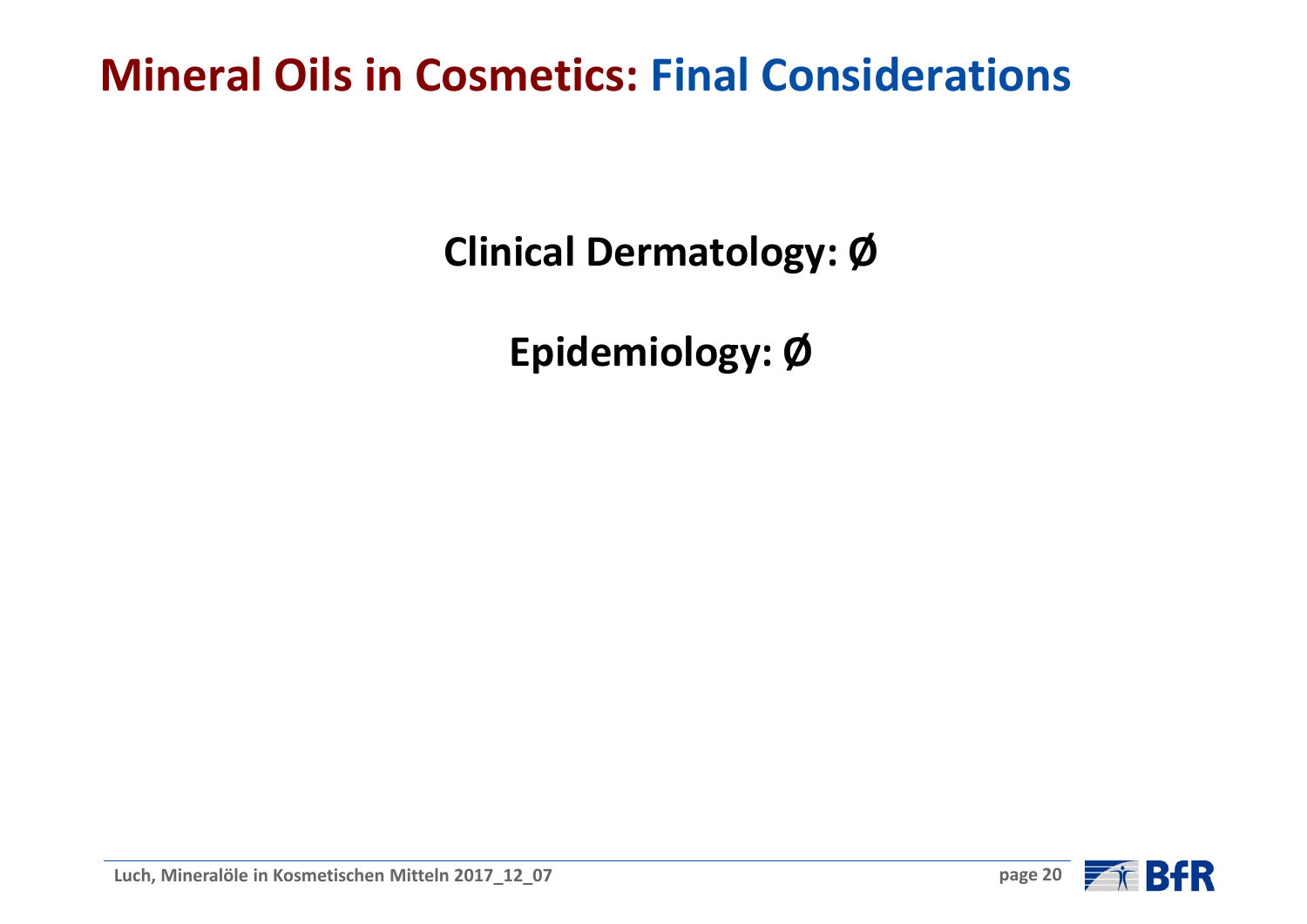# Mineral Oils in Cosmetics: Final Considerations

**Clinical Dermatology: Ø**

**Epidemiology: Ø**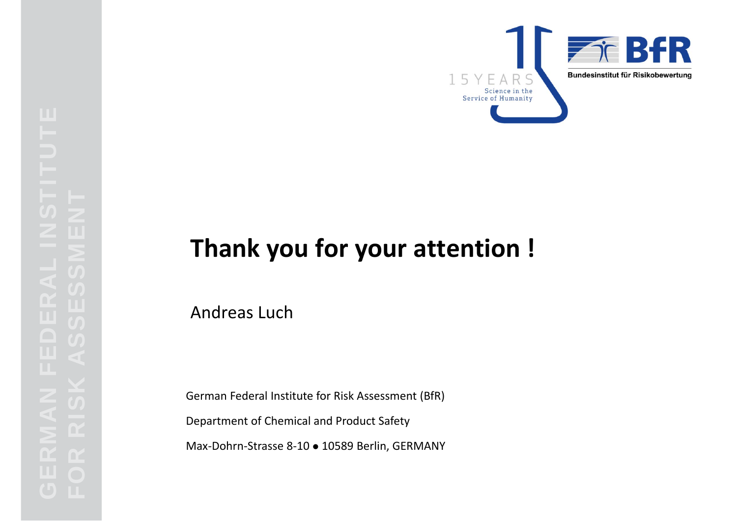# Thank you for your attention !

Andreas Luch

German Federal Institute for Risk Assessment (BfR)

Department of Chemical and Product Safety

Max-Dohrn-Strasse 8-10 ● 10589 Berlin, GERMANY